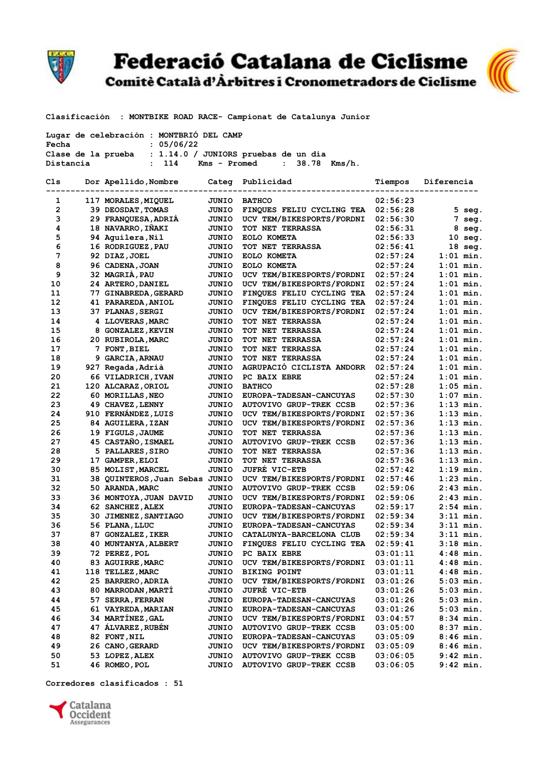# Federació Catalana de Ciclisme

## Comitè Català d'Àrbitres i Cronometradors de Ciclisme

Clasificación : MONTBIKE ROAD RACE- Campionat de Catalunya Junior

Lugar de celebración : MONTBRIÓ DEL CAMP
Fecha : 05/06/22
Clase de la prueba : 1.14.0 / JUNIORS pruebas de un dia
Distancia : 114 Kms - Promed : 38.78 Kms/h.

| Cls | Dor | Apellido,Nombre | Categ | Publicidad | Tiempos | Diferencia |
|---|---|---|---|---|---|---|
| 1 | 117 | MORALES,MIQUEL | JUNIO | BATHCO | 02:56:23 | |
| 2 | 39 | DEOSDAT,TOMAS | JUNIO | FINQUES FELIU CYCLING TEA | 02:56:28 | 5 seg. |
| 3 | 29 | FRANQUESA,ADRIÀ | JUNIO | UCV TEM/BIKESPORTS/FORDNI | 02:56:30 | 7 seg. |
| 4 | 18 | NAVARRO,IÑAKI | JUNIO | TOT NET TERRASSA | 02:56:31 | 8 seg. |
| 5 | 94 | Aguilera,Nil | JUNIO | EOLO KOMETA | 02:56:33 | 10 seg. |
| 6 | 16 | RODRIGUEZ,PAU | JUNIO | TOT NET TERRASSA | 02:56:41 | 18 seg. |
| 7 | 92 | DIAZ,JOEL | JUNIO | EOLO KOMETA | 02:57:24 | 1:01 min. |
| 8 | 96 | CADENA,JOAN | JUNIO | EOLO KOMETA | 02:57:24 | 1:01 min. |
| 9 | 32 | MAGRIÀ,PAU | JUNIO | UCV TEM/BIKESPORTS/FORDNI | 02:57:24 | 1:01 min. |
| 10 | 24 | ARTERO,DANIEL | JUNIO | UCV TEM/BIKESPORTS/FORDNI | 02:57:24 | 1:01 min. |
| 11 | 77 | GINABREDA,GERARD | JUNIO | FINQUES FELIU CYCLING TEA | 02:57:24 | 1:01 min. |
| 12 | 41 | PARAREDA,ANIOL | JUNIO | FINQUES FELIU CYCLING TEA | 02:57:24 | 1:01 min. |
| 13 | 37 | PLANAS,SERGI | JUNIO | UCV TEM/BIKESPORTS/FORDNI | 02:57:24 | 1:01 min. |
| 14 | 4 | LLOVERAS,MARC | JUNIO | TOT NET TERRASSA | 02:57:24 | 1:01 min. |
| 15 | 8 | GONZALEZ,KEVIN | JUNIO | TOT NET TERRASSA | 02:57:24 | 1:01 min. |
| 16 | 20 | RUBIROLA,MARC | JUNIO | TOT NET TERRASSA | 02:57:24 | 1:01 min. |
| 17 | 7 | FONT,BIEL | JUNIO | TOT NET TERRASSA | 02:57:24 | 1:01 min. |
| 18 | 9 | GARCIA,ARNAU | JUNIO | TOT NET TERRASSA | 02:57:24 | 1:01 min. |
| 19 | 927 | Regada,Adrià | JUNIO | AGRUPACIÓ CICLISTA ANDORR | 02:57:24 | 1:01 min. |
| 20 | 66 | VILADRICH,IVAN | JUNIO | PC BAIX EBRE | 02:57:24 | 1:01 min. |
| 21 | 120 | ALCARAZ,ORIOL | JUNIO | BATHCO | 02:57:28 | 1:05 min. |
| 22 | 60 | MORILLAS,NEO | JUNIO | EUROPA-TADESAN-CANCUYAS | 02:57:30 | 1:07 min. |
| 23 | 49 | CHAVEZ,LENNY | JUNIO | AUTOVIVO GRUP-TREK CCSB | 02:57:36 | 1:13 min. |
| 24 | 910 | FERNÁNDEZ,LUIS | JUNIO | UCV TEM/BIKESPORTS/FORDNI | 02:57:36 | 1:13 min. |
| 25 | 84 | AGUILERA,IZAN | JUNIO | UCV TEM/BIKESPORTS/FORDNI | 02:57:36 | 1:13 min. |
| 26 | 19 | FIGULS,JAUME | JUNIO | TOT NET TERRASSA | 02:57:36 | 1:13 min. |
| 27 | 45 | CASTAÑO,ISMAEL | JUNIO | AUTOVIVO GRUP-TREK CCSB | 02:57:36 | 1:13 min. |
| 28 | 5 | PALLARES,SIRO | JUNIO | TOT NET TERRASSA | 02:57:36 | 1:13 min. |
| 29 | 17 | GAMPER,ELOI | JUNIO | TOT NET TERRASSA | 02:57:36 | 1:13 min. |
| 30 | 85 | MOLIST,MARCEL | JUNIO | JUFRÉ VIC-ETB | 02:57:42 | 1:19 min. |
| 31 | 38 | QUINTEROS,Juan Sebas | JUNIO | UCV TEM/BIKESPORTS/FORDNI | 02:57:46 | 1:23 min. |
| 32 | 50 | ARANDA,MARC | JUNIO | AUTOVIVO GRUP-TREK CCSB | 02:59:06 | 2:43 min. |
| 33 | 36 | MONTOYA,JUAN DAVID | JUNIO | UCV TEM/BIKESPORTS/FORDNI | 02:59:06 | 2:43 min. |
| 34 | 62 | SANCHEZ,ALEX | JUNIO | EUROPA-TADESAN-CANCUYAS | 02:59:17 | 2:54 min. |
| 35 | 30 | JIMENEZ,SANTIAGO | JUNIO | UCV TEM/BIKESPORTS/FORDNI | 02:59:34 | 3:11 min. |
| 36 | 56 | PLANA,LLUC | JUNIO | EUROPA-TADESAN-CANCUYAS | 02:59:34 | 3:11 min. |
| 37 | 87 | GONZALEZ,IKER | JUNIO | CATALUNYA-BARCELONA CLUB | 02:59:34 | 3:11 min. |
| 38 | 40 | MUNTANYA,ALBERT | JUNIO | FINQUES FELIU CYCLING TEA | 02:59:41 | 3:18 min. |
| 39 | 72 | PEREZ,POL | JUNIO | PC BAIX EBRE | 03:01:11 | 4:48 min. |
| 40 | 83 | AGUIRRE,MARC | JUNIO | UCV TEM/BIKESPORTS/FORDNI | 03:01:11 | 4:48 min. |
| 41 | 118 | TELLEZ,MARC | JUNIO | BIKING POINT | 03:01:11 | 4:48 min. |
| 42 | 25 | BARRERO,ADRIA | JUNIO | UCV TEM/BIKESPORTS/FORDNI | 03:01:26 | 5:03 min. |
| 43 | 80 | MARRODAN,MARTÍ | JUNIO | JUFRÉ VIC-ETB | 03:01:26 | 5:03 min. |
| 44 | 57 | SERRA,FERRAN | JUNIO | EUROPA-TADESAN-CANCUYAS | 03:01:26 | 5:03 min. |
| 45 | 61 | VAYREDA,MARIAN | JUNIO | EUROPA-TADESAN-CANCUYAS | 03:01:26 | 5:03 min. |
| 46 | 34 | MARTÍNEZ,GAL | JUNIO | UCV TEM/BIKESPORTS/FORDNI | 03:04:57 | 8:34 min. |
| 47 | 47 | ÁLVAREZ,RUBÉN | JUNIO | AUTOVIVO GRUP-TREK CCSB | 03:05:00 | 8:37 min. |
| 48 | 82 | FONT,NIL | JUNIO | EUROPA-TADESAN-CANCUYAS | 03:05:09 | 8:46 min. |
| 49 | 26 | CANO,GERARD | JUNIO | UCV TEM/BIKESPORTS/FORDNI | 03:05:09 | 8:46 min. |
| 50 | 53 | LOPEZ,ALEX | JUNIO | AUTOVIVO GRUP-TREK CCSB | 03:06:05 | 9:42 min. |
| 51 | 46 | ROMEO,POL | JUNIO | AUTOVIVO GRUP-TREK CCSB | 03:06:05 | 9:42 min. |

Corredores clasificados : 51

Catalana Occident Assegurances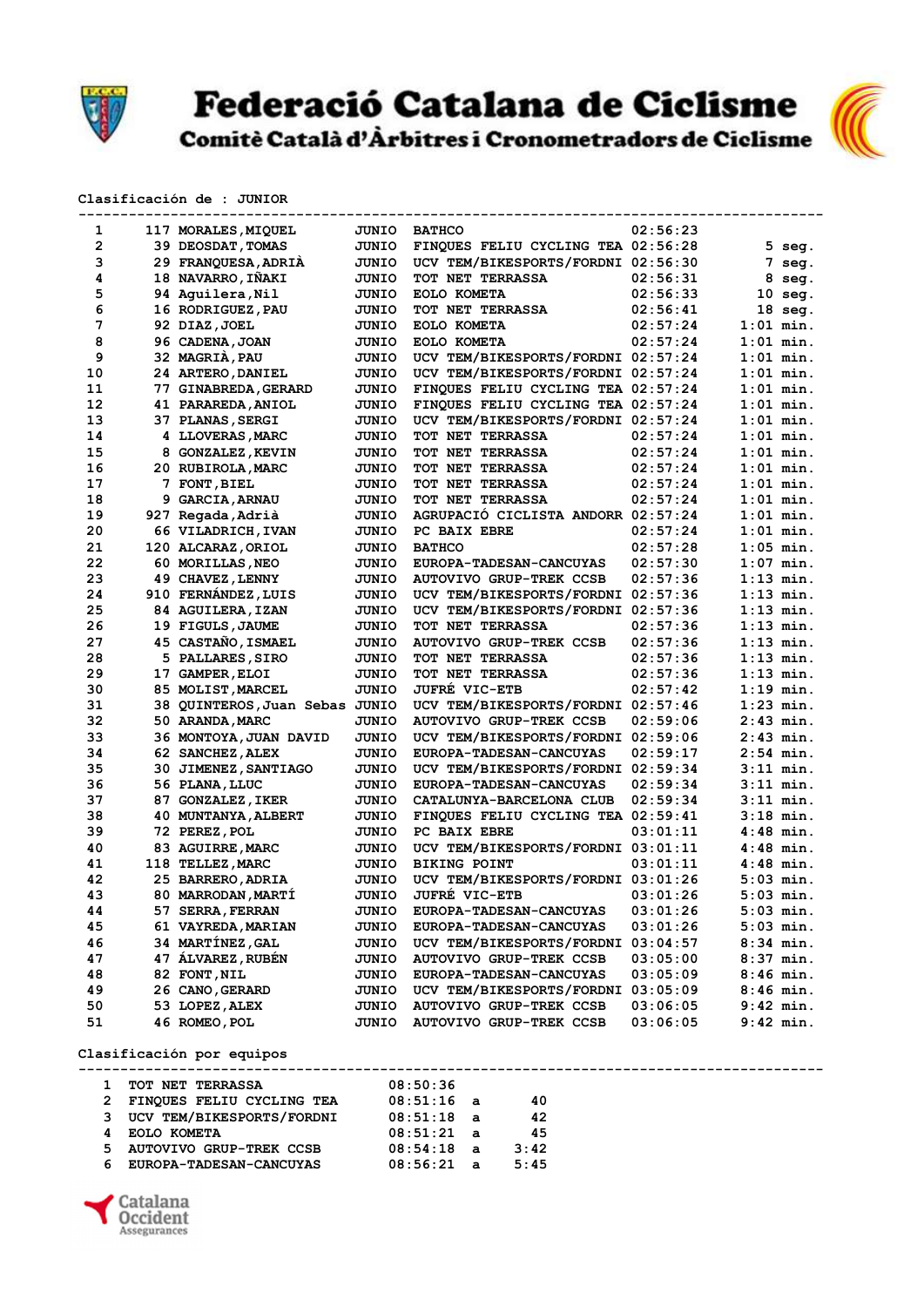# Federació Catalana de Ciclisme

## Comitè Català d'Àrbitres i Cronometradors de Ciclisme

Clasificación de : JUNIOR

| | | | | | | |
|---|---|---|---|---|---|---|
| 1 | 117 | MORALES,MIQUEL | JUNIO | BATHCO | 02:56:23 | |
| 2 | 39 | DEOSDAT,TOMAS | JUNIO | FINQUES FELIU CYCLING TEA | 02:56:28 | 5 seg. |
| 3 | 29 | FRANQUESA,ADRIÀ | JUNIO | UCV TEM/BIKESPORTS/FORDNI | 02:56:30 | 7 seg. |
| 4 | 18 | NAVARRO,IÑAKI | JUNIO | TOT NET TERRASSA | 02:56:31 | 8 seg. |
| 5 | 94 | Aguilera,Nil | JUNIO | EOLO KOMETA | 02:56:33 | 10 seg. |
| 6 | 16 | RODRIGUEZ,PAU | JUNIO | TOT NET TERRASSA | 02:56:41 | 18 seg. |
| 7 | 92 | DIAZ,JOEL | JUNIO | EOLO KOMETA | 02:57:24 | 1:01 min. |
| 8 | 96 | CADENA,JOAN | JUNIO | EOLO KOMETA | 02:57:24 | 1:01 min. |
| 9 | 32 | MAGRIÀ,PAU | JUNIO | UCV TEM/BIKESPORTS/FORDNI | 02:57:24 | 1:01 min. |
| 10 | 24 | ARTERO,DANIEL | JUNIO | UCV TEM/BIKESPORTS/FORDNI | 02:57:24 | 1:01 min. |
| 11 | 77 | GINABREDA,GERARD | JUNIO | FINQUES FELIU CYCLING TEA | 02:57:24 | 1:01 min. |
| 12 | 41 | PARAREDA,ANIOL | JUNIO | FINQUES FELIU CYCLING TEA | 02:57:24 | 1:01 min. |
| 13 | 37 | PLANAS,SERGI | JUNIO | UCV TEM/BIKESPORTS/FORDNI | 02:57:24 | 1:01 min. |
| 14 | 4 | LLOVERAS,MARC | JUNIO | TOT NET TERRASSA | 02:57:24 | 1:01 min. |
| 15 | 8 | GONZALEZ,KEVIN | JUNIO | TOT NET TERRASSA | 02:57:24 | 1:01 min. |
| 16 | 20 | RUBIROLA,MARC | JUNIO | TOT NET TERRASSA | 02:57:24 | 1:01 min. |
| 17 | 7 | FONT,BIEL | JUNIO | TOT NET TERRASSA | 02:57:24 | 1:01 min. |
| 18 | 9 | GARCIA,ARNAU | JUNIO | TOT NET TERRASSA | 02:57:24 | 1:01 min. |
| 19 | 927 | Regada,Adrià | JUNIO | AGRUPACIÓ CICLISTA ANDORR | 02:57:24 | 1:01 min. |
| 20 | 66 | VILADRICH,IVAN | JUNIO | PC BAIX EBRE | 02:57:24 | 1:01 min. |
| 21 | 120 | ALCARAZ,ORIOL | JUNIO | BATHCO | 02:57:28 | 1:05 min. |
| 22 | 60 | MORILLAS,NEO | JUNIO | EUROPA-TADESAN-CANCUYAS | 02:57:30 | 1:07 min. |
| 23 | 49 | CHAVEZ,LENNY | JUNIO | AUTOVIVO GRUP-TREK CCSB | 02:57:36 | 1:13 min. |
| 24 | 910 | FERNÁNDEZ,LUIS | JUNIO | UCV TEM/BIKESPORTS/FORDNI | 02:57:36 | 1:13 min. |
| 25 | 84 | AGUILERA,IZAN | JUNIO | UCV TEM/BIKESPORTS/FORDNI | 02:57:36 | 1:13 min. |
| 26 | 19 | FIGULS,JAUME | JUNIO | TOT NET TERRASSA | 02:57:36 | 1:13 min. |
| 27 | 45 | CASTAÑO,ISMAEL | JUNIO | AUTOVIVO GRUP-TREK CCSB | 02:57:36 | 1:13 min. |
| 28 | 5 | PALLARES,SIRO | JUNIO | TOT NET TERRASSA | 02:57:36 | 1:13 min. |
| 29 | 17 | GAMPER,ELOI | JUNIO | TOT NET TERRASSA | 02:57:36 | 1:13 min. |
| 30 | 85 | MOLIST,MARCEL | JUNIO | JUFRÉ VIC-ETB | 02:57:42 | 1:19 min. |
| 31 | 38 | QUINTEROS,Juan Sebas | JUNIO | UCV TEM/BIKESPORTS/FORDNI | 02:57:46 | 1:23 min. |
| 32 | 50 | ARANDA,MARC | JUNIO | AUTOVIVO GRUP-TREK CCSB | 02:59:06 | 2:43 min. |
| 33 | 36 | MONTOYA,JUAN DAVID | JUNIO | UCV TEM/BIKESPORTS/FORDNI | 02:59:06 | 2:43 min. |
| 34 | 62 | SANCHEZ,ALEX | JUNIO | EUROPA-TADESAN-CANCUYAS | 02:59:17 | 2:54 min. |
| 35 | 30 | JIMENEZ,SANTIAGO | JUNIO | UCV TEM/BIKESPORTS/FORDNI | 02:59:34 | 3:11 min. |
| 36 | 56 | PLANA,LLUC | JUNIO | EUROPA-TADESAN-CANCUYAS | 02:59:34 | 3:11 min. |
| 37 | 87 | GONZALEZ,IKER | JUNIO | CATALUNYA-BARCELONA CLUB | 02:59:34 | 3:11 min. |
| 38 | 40 | MUNTANYA,ALBERT | JUNIO | FINQUES FELIU CYCLING TEA | 02:59:41 | 3:18 min. |
| 39 | 72 | PEREZ,POL | JUNIO | PC BAIX EBRE | 03:01:11 | 4:48 min. |
| 40 | 83 | AGUIRRE,MARC | JUNIO | UCV TEM/BIKESPORTS/FORDNI | 03:01:11 | 4:48 min. |
| 41 | 118 | TELLEZ,MARC | JUNIO | BIKING POINT | 03:01:11 | 4:48 min. |
| 42 | 25 | BARRERO,ADRIA | JUNIO | UCV TEM/BIKESPORTS/FORDNI | 03:01:26 | 5:03 min. |
| 43 | 80 | MARRODAN,MARTÍ | JUNIO | JUFRÉ VIC-ETB | 03:01:26 | 5:03 min. |
| 44 | 57 | SERRA,FERRAN | JUNIO | EUROPA-TADESAN-CANCUYAS | 03:01:26 | 5:03 min. |
| 45 | 61 | VAYREDA,MARIAN | JUNIO | EUROPA-TADESAN-CANCUYAS | 03:01:26 | 5:03 min. |
| 46 | 34 | MARTÍNEZ,GAL | JUNIO | UCV TEM/BIKESPORTS/FORDNI | 03:04:57 | 8:34 min. |
| 47 | 47 | ÁLVAREZ,RUBÉN | JUNIO | AUTOVIVO GRUP-TREK CCSB | 03:05:00 | 8:37 min. |
| 48 | 82 | FONT,NIL | JUNIO | EUROPA-TADESAN-CANCUYAS | 03:05:09 | 8:46 min. |
| 49 | 26 | CANO,GERARD | JUNIO | UCV TEM/BIKESPORTS/FORDNI | 03:05:09 | 8:46 min. |
| 50 | 53 | LOPEZ,ALEX | JUNIO | AUTOVIVO GRUP-TREK CCSB | 03:06:05 | 9:42 min. |
| 51 | 46 | ROMEO,POL | JUNIO | AUTOVIVO GRUP-TREK CCSB | 03:06:05 | 9:42 min. |

Clasificación por equipos

| | | | | |
|---|---|---|---|---|
| 1 | TOT NET TERRASSA | 08:50:36 | | |
| 2 | FINQUES FELIU CYCLING TEA | 08:51:16 | a | 40 |
| 3 | UCV TEM/BIKESPORTS/FORDNI | 08:51:18 | a | 42 |
| 4 | EOLO KOMETA | 08:51:21 | a | 45 |
| 5 | AUTOVIVO GRUP-TREK CCSB | 08:54:18 | a | 3:42 |
| 6 | EUROPA-TADESAN-CANCUYAS | 08:56:21 | a | 5:45 |

Catalana Occident Assegurances